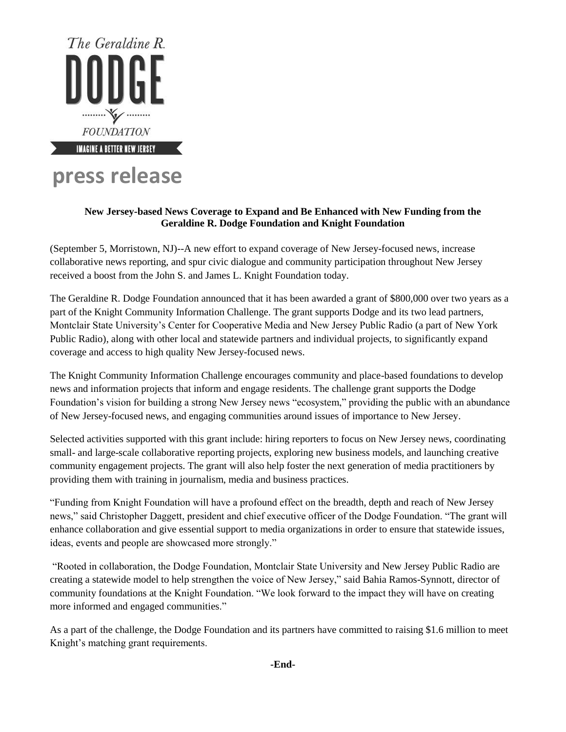The Geraldine R.

DODGE

FOUNDATION

IMAGINE A BETTER NEW JERSEY

# press release

**New Jersey-based News Coverage to Expand and Be Enhanced with New Funding from the Geraldine R. Dodge Foundation and Knight Foundation**

(September 5, Morristown, NJ)--A new effort to expand coverage of New Jersey-focused news, increase collaborative news reporting, and spur civic dialogue and community participation throughout New Jersey received a boost from the John S. and James L. Knight Foundation today.

The Geraldine R. Dodge Foundation announced that it has been awarded a grant of $800,000 over two years as a part of the Knight Community Information Challenge. The grant supports Dodge and its two lead partners, Montclair State University's Center for Cooperative Media and New Jersey Public Radio (a part of New York Public Radio), along with other local and statewide partners and individual projects, to significantly expand coverage and access to high quality New Jersey-focused news.

The Knight Community Information Challenge encourages community and place-based foundations to develop news and information projects that inform and engage residents. The challenge grant supports the Dodge Foundation's vision for building a strong New Jersey news "ecosystem," providing the public with an abundance of New Jersey-focused news, and engaging communities around issues of importance to New Jersey.

Selected activities supported with this grant include: hiring reporters to focus on New Jersey news, coordinating small- and large-scale collaborative reporting projects, exploring new business models, and launching creative community engagement projects. The grant will also help foster the next generation of media practitioners by providing them with training in journalism, media and business practices.

"Funding from Knight Foundation will have a profound effect on the breadth, depth and reach of New Jersey news," said Christopher Daggett, president and chief executive officer of the Dodge Foundation. "The grant will enhance collaboration and give essential support to media organizations in order to ensure that statewide issues, ideas, events and people are showcased more strongly."

"Rooted in collaboration, the Dodge Foundation, Montclair State University and New Jersey Public Radio are creating a statewide model to help strengthen the voice of New Jersey," said Bahia Ramos-Synnott, director of community foundations at the Knight Foundation. "We look forward to the impact they will have on creating more informed and engaged communities."

As a part of the challenge, the Dodge Foundation and its partners have committed to raising $1.6 million to meet Knight's matching grant requirements.

**-End-**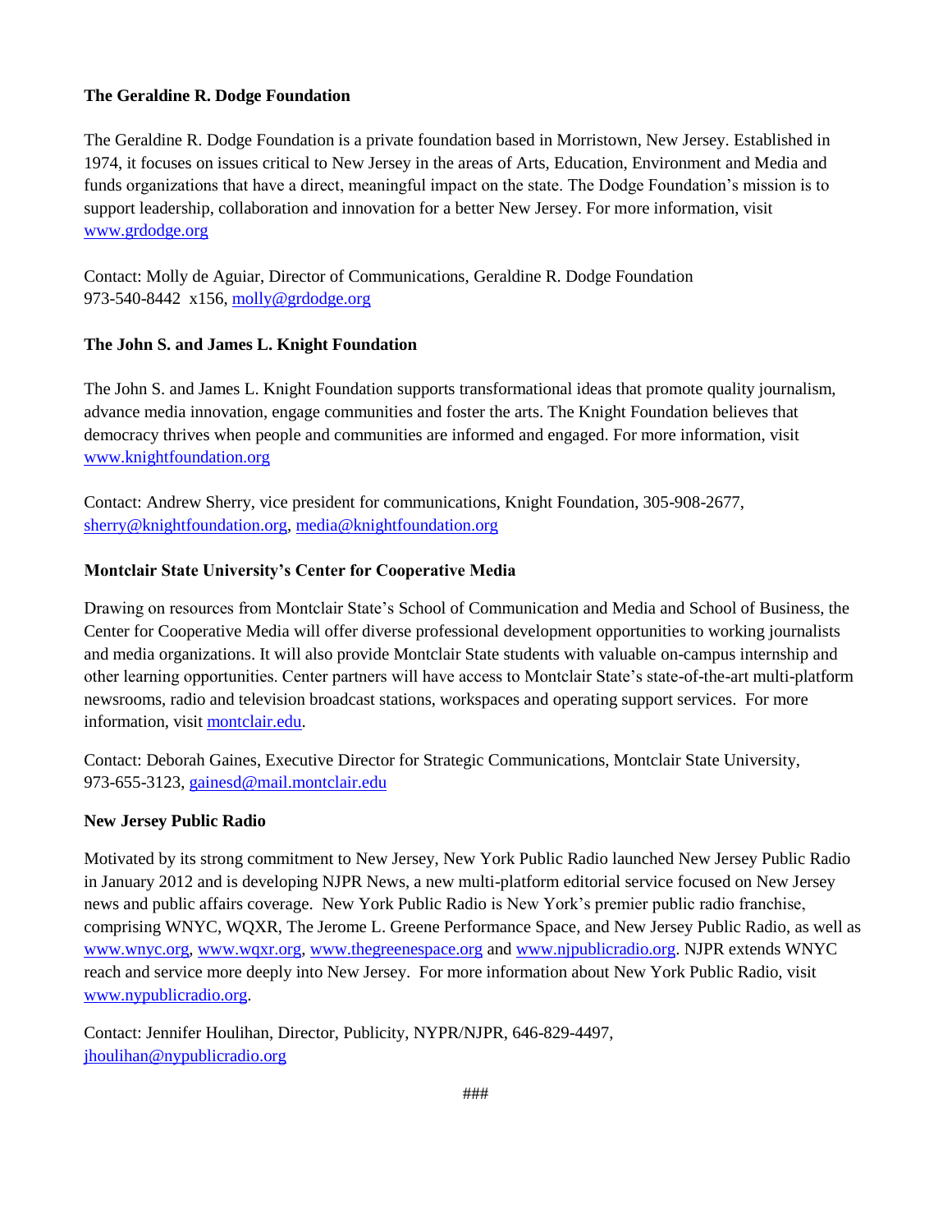**The Geraldine R. Dodge Foundation**

The Geraldine R. Dodge Foundation is a private foundation based in Morristown, New Jersey. Established in 1974, it focuses on issues critical to New Jersey in the areas of Arts, Education, Environment and Media and funds organizations that have a direct, meaningful impact on the state. The Dodge Foundation's mission is to support leadership, collaboration and innovation for a better New Jersey. For more information, visit www.grdodge.org

Contact: Molly de Aguiar, Director of Communications, Geraldine R. Dodge Foundation
973-540-8442 x156, molly@grdodge.org

**The John S. and James L. Knight Foundation**

The John S. and James L. Knight Foundation supports transformational ideas that promote quality journalism, advance media innovation, engage communities and foster the arts. The Knight Foundation believes that democracy thrives when people and communities are informed and engaged. For more information, visit www.knightfoundation.org

Contact: Andrew Sherry, vice president for communications, Knight Foundation, 305-908-2677, sherry@knightfoundation.org, media@knightfoundation.org

**Montclair State University's Center for Cooperative Media**

Drawing on resources from Montclair State's School of Communication and Media and School of Business, the Center for Cooperative Media will offer diverse professional development opportunities to working journalists and media organizations. It will also provide Montclair State students with valuable on-campus internship and other learning opportunities. Center partners will have access to Montclair State's state-of-the-art multi-platform newsrooms, radio and television broadcast stations, workspaces and operating support services. For more information, visit montclair.edu.

Contact: Deborah Gaines, Executive Director for Strategic Communications, Montclair State University, 973-655-3123, gainesd@mail.montclair.edu

**New Jersey Public Radio**

Motivated by its strong commitment to New Jersey, New York Public Radio launched New Jersey Public Radio in January 2012 and is developing NJPR News, a new multi-platform editorial service focused on New Jersey news and public affairs coverage. New York Public Radio is New York's premier public radio franchise, comprising WNYC, WQXR, The Jerome L. Greene Performance Space, and New Jersey Public Radio, as well as www.wnyc.org, www.wqxr.org, www.thegreenespace.org and www.njpublicradio.org. NJPR extends WNYC reach and service more deeply into New Jersey. For more information about New York Public Radio, visit www.nypublicradio.org.

Contact: Jennifer Houlihan, Director, Publicity, NYPR/NJPR, 646-829-4497, jhoulihan@nypublicradio.org

###